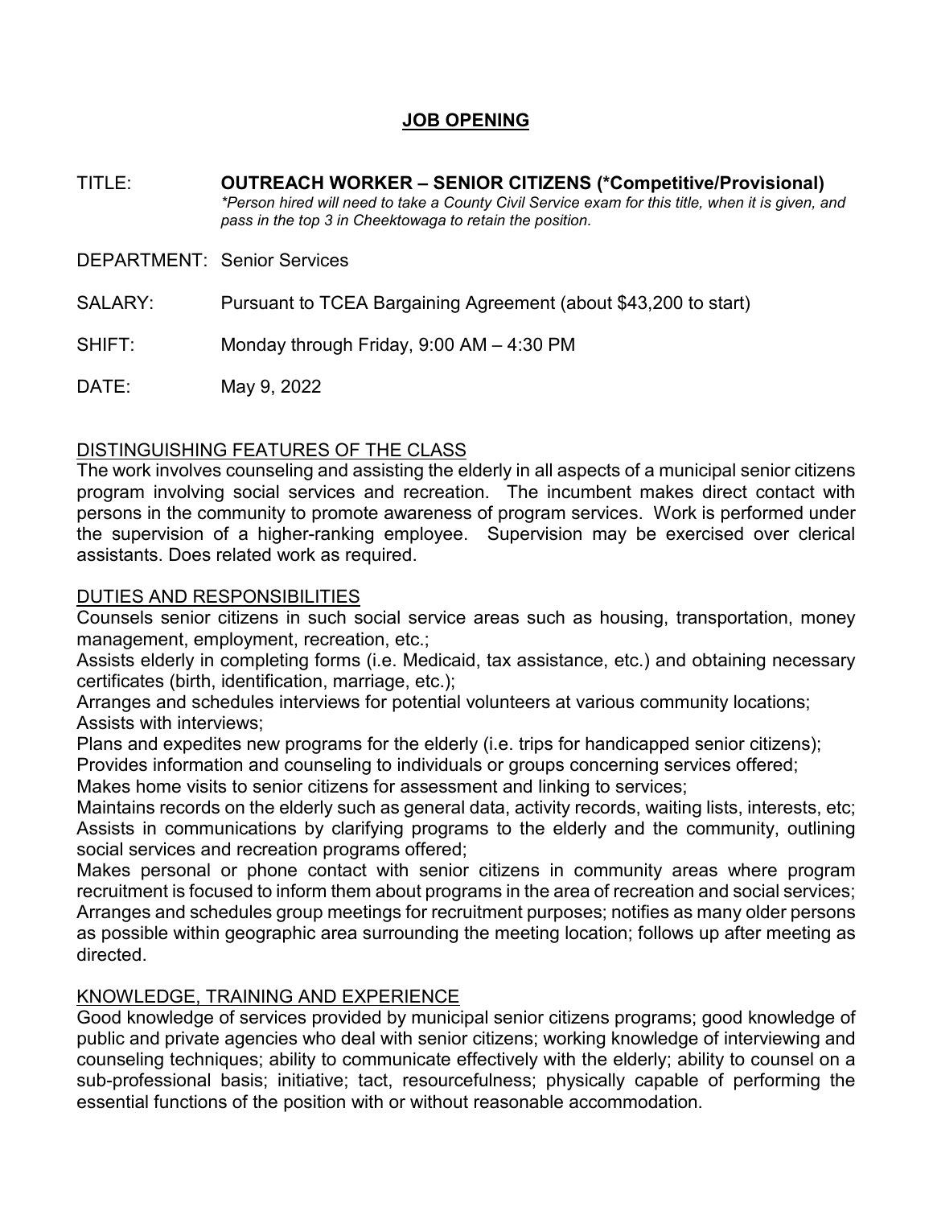# JOB OPENING

TITLE: **OUTREACH WORKER – SENIOR CITIZENS (*Competitive/Provisional)**
*\*Person hired will need to take a County Civil Service exam for this title, when it is given, and pass in the top 3 in Cheektowaga to retain the position.*

DEPARTMENT: Senior Services

SALARY: Pursuant to TCEA Bargaining Agreement (about $43,200 to start)

SHIFT: Monday through Friday, 9:00 AM – 4:30 PM

DATE: May 9, 2022

## DISTINGUISHING FEATURES OF THE CLASS

The work involves counseling and assisting the elderly in all aspects of a municipal senior citizens program involving social services and recreation. The incumbent makes direct contact with persons in the community to promote awareness of program services. Work is performed under the supervision of a higher-ranking employee. Supervision may be exercised over clerical assistants. Does related work as required.

## DUTIES AND RESPONSIBILITIES

Counsels senior citizens in such social service areas such as housing, transportation, money management, employment, recreation, etc.;
Assists elderly in completing forms (i.e. Medicaid, tax assistance, etc.) and obtaining necessary certificates (birth, identification, marriage, etc.);
Arranges and schedules interviews for potential volunteers at various community locations;
Assists with interviews;
Plans and expedites new programs for the elderly (i.e. trips for handicapped senior citizens);
Provides information and counseling to individuals or groups concerning services offered;
Makes home visits to senior citizens for assessment and linking to services;
Maintains records on the elderly such as general data, activity records, waiting lists, interests, etc;
Assists in communications by clarifying programs to the elderly and the community, outlining social services and recreation programs offered;
Makes personal or phone contact with senior citizens in community areas where program recruitment is focused to inform them about programs in the area of recreation and social services;
Arranges and schedules group meetings for recruitment purposes; notifies as many older persons as possible within geographic area surrounding the meeting location; follows up after meeting as directed.

## KNOWLEDGE, TRAINING AND EXPERIENCE

Good knowledge of services provided by municipal senior citizens programs; good knowledge of public and private agencies who deal with senior citizens; working knowledge of interviewing and counseling techniques; ability to communicate effectively with the elderly; ability to counsel on a sub-professional basis; initiative; tact, resourcefulness; physically capable of performing the essential functions of the position with or without reasonable accommodation.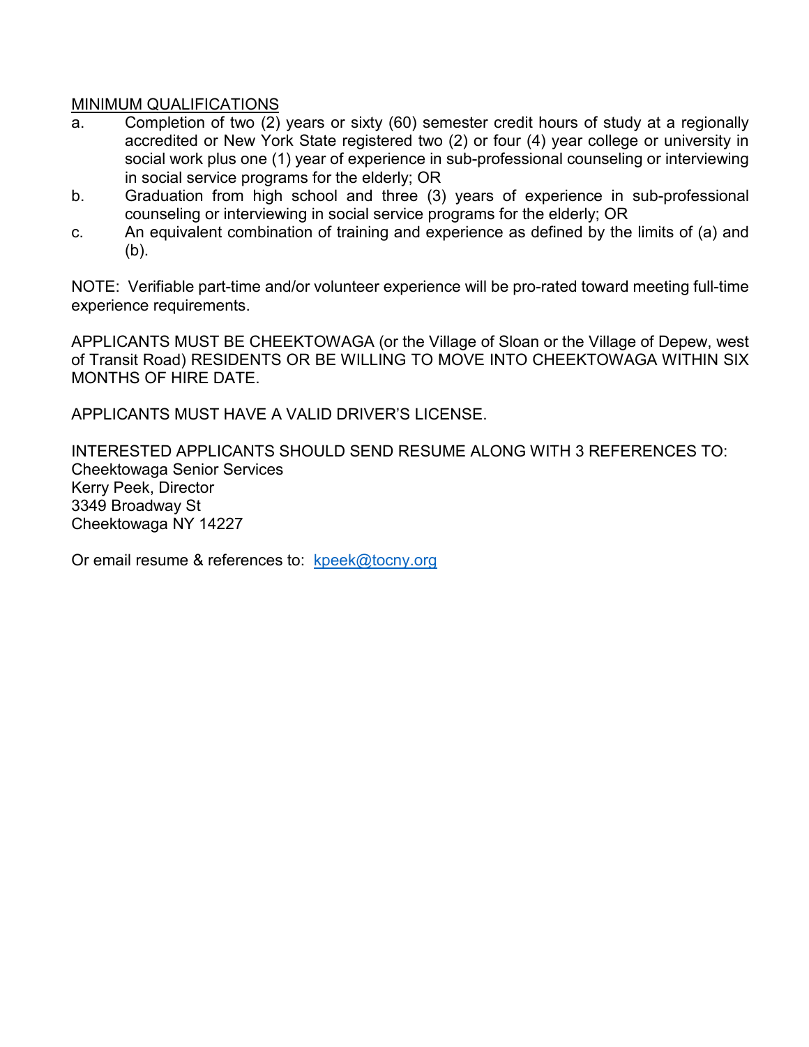MINIMUM QUALIFICATIONS

a. Completion of two (2) years or sixty (60) semester credit hours of study at a regionally accredited or New York State registered two (2) or four (4) year college or university in social work plus one (1) year of experience in sub-professional counseling or interviewing in social service programs for the elderly; OR

b. Graduation from high school and three (3) years of experience in sub-professional counseling or interviewing in social service programs for the elderly; OR

c. An equivalent combination of training and experience as defined by the limits of (a) and (b).

NOTE: Verifiable part-time and/or volunteer experience will be pro-rated toward meeting full-time experience requirements.

APPLICANTS MUST BE CHEEKTOWAGA (or the Village of Sloan or the Village of Depew, west of Transit Road) RESIDENTS OR BE WILLING TO MOVE INTO CHEEKTOWAGA WITHIN SIX MONTHS OF HIRE DATE.

APPLICANTS MUST HAVE A VALID DRIVER'S LICENSE.

INTERESTED APPLICANTS SHOULD SEND RESUME ALONG WITH 3 REFERENCES TO:
Cheektowaga Senior Services
Kerry Peek, Director
3349 Broadway St
Cheektowaga NY 14227

Or email resume & references to: kpeek@tocny.org